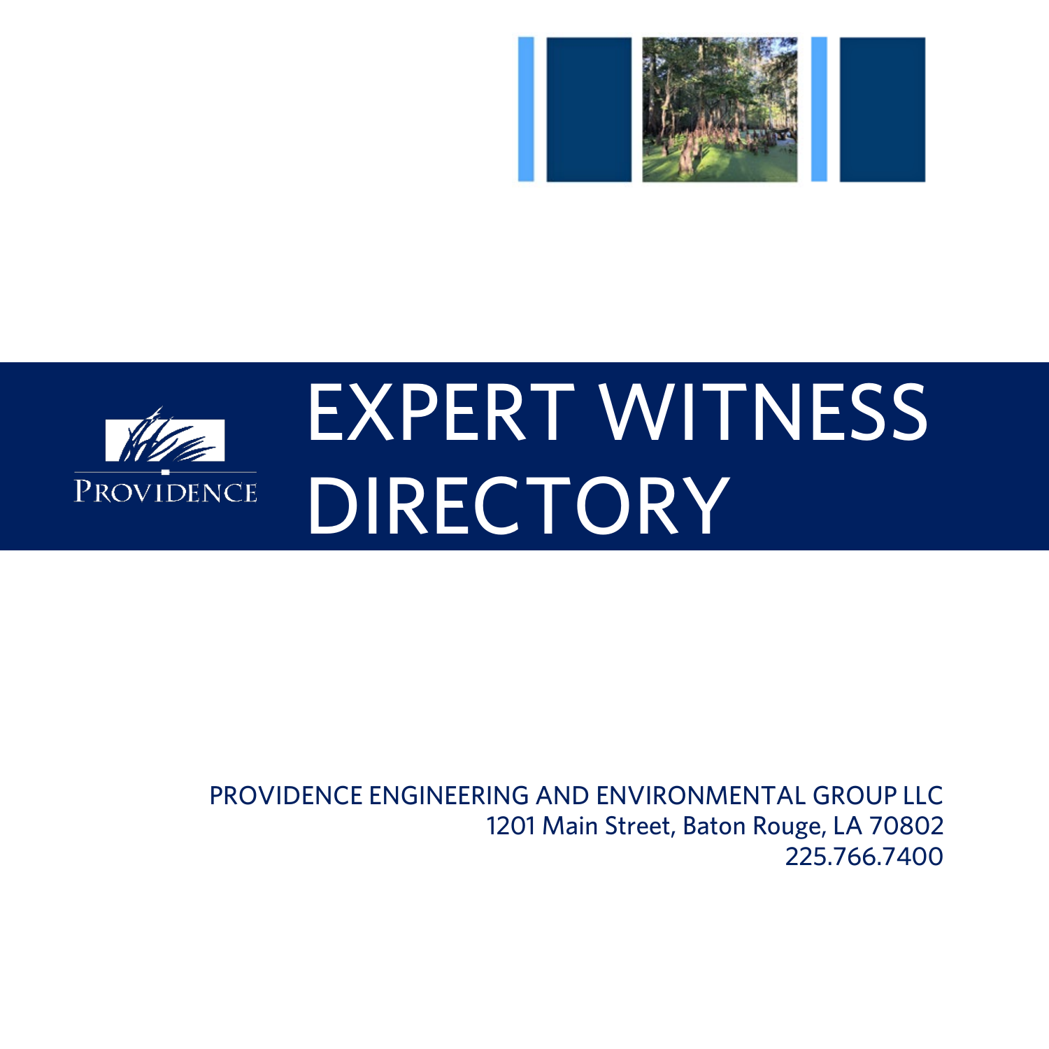PROVIDENCE

# EXPERT WITNESS DIRECTORY

PROVIDENCE ENGINEERING AND ENVIRONMENTAL GROUP LLC
1201 Main Street, Baton Rouge, LA 70802
225.766.7400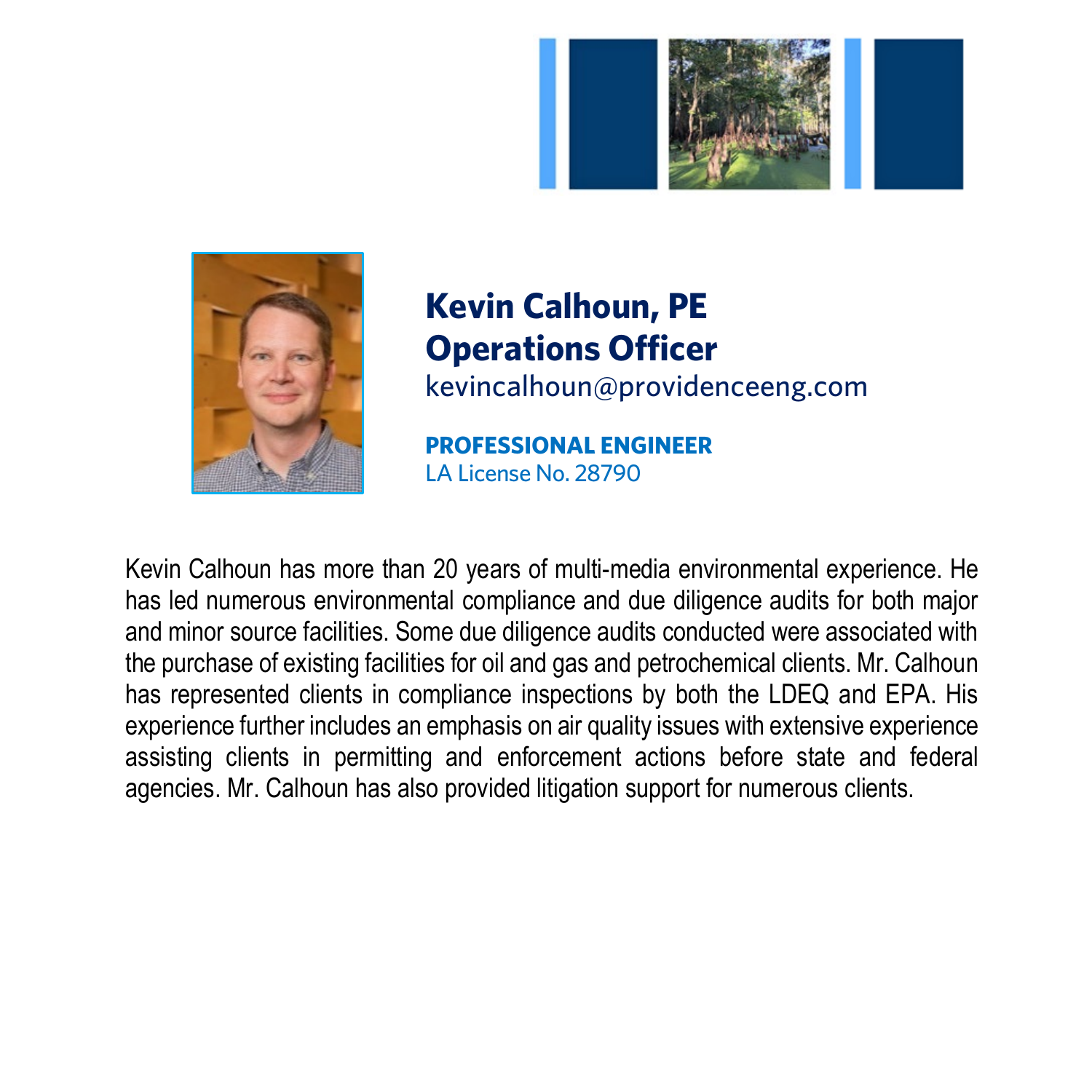## Kevin Calhoun, PE
## Operations Officer

kevincalhoun@providenceeng.com

**PROFESSIONAL ENGINEER**
LA License No. 28790

Kevin Calhoun has more than 20 years of multi-media environmental experience. He has led numerous environmental compliance and due diligence audits for both major and minor source facilities. Some due diligence audits conducted were associated with the purchase of existing facilities for oil and gas and petrochemical clients. Mr. Calhoun has represented clients in compliance inspections by both the LDEQ and EPA. His experience further includes an emphasis on air quality issues with extensive experience assisting clients in permitting and enforcement actions before state and federal agencies. Mr. Calhoun has also provided litigation support for numerous clients.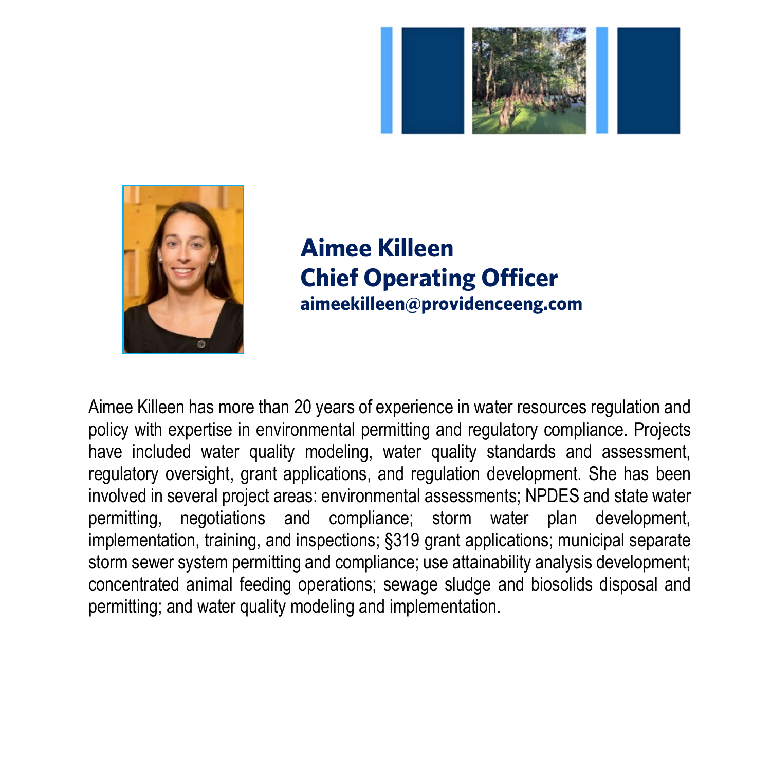## Aimee Killeen
## Chief Operating Officer
**aimeekilleen@providenceeng.com**

Aimee Killeen has more than 20 years of experience in water resources regulation and policy with expertise in environmental permitting and regulatory compliance. Projects have included water quality modeling, water quality standards and assessment, regulatory oversight, grant applications, and regulation development. She has been involved in several project areas: environmental assessments; NPDES and state water permitting, negotiations and compliance; storm water plan development, implementation, training, and inspections; §319 grant applications; municipal separate storm sewer system permitting and compliance; use attainability analysis development; concentrated animal feeding operations; sewage sludge and biosolids disposal and permitting; and water quality modeling and implementation.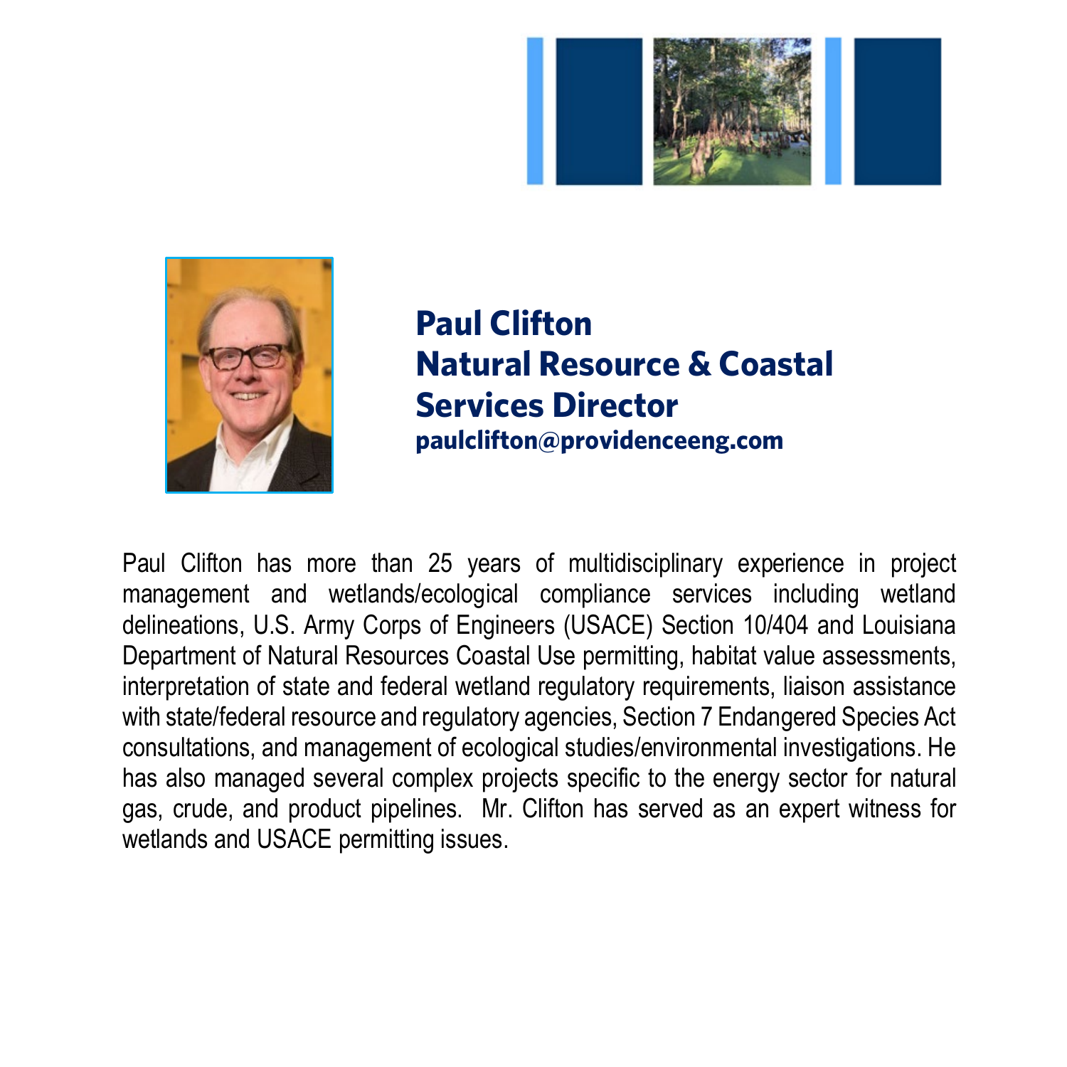## Paul Clifton
## Natural Resource & Coastal Services Director

**paulclifton@providenceeng.com**

Paul Clifton has more than 25 years of multidisciplinary experience in project management and wetlands/ecological compliance services including wetland delineations, U.S. Army Corps of Engineers (USACE) Section 10/404 and Louisiana Department of Natural Resources Coastal Use permitting, habitat value assessments, interpretation of state and federal wetland regulatory requirements, liaison assistance with state/federal resource and regulatory agencies, Section 7 Endangered Species Act consultations, and management of ecological studies/environmental investigations. He has also managed several complex projects specific to the energy sector for natural gas, crude, and product pipelines. Mr. Clifton has served as an expert witness for wetlands and USACE permitting issues.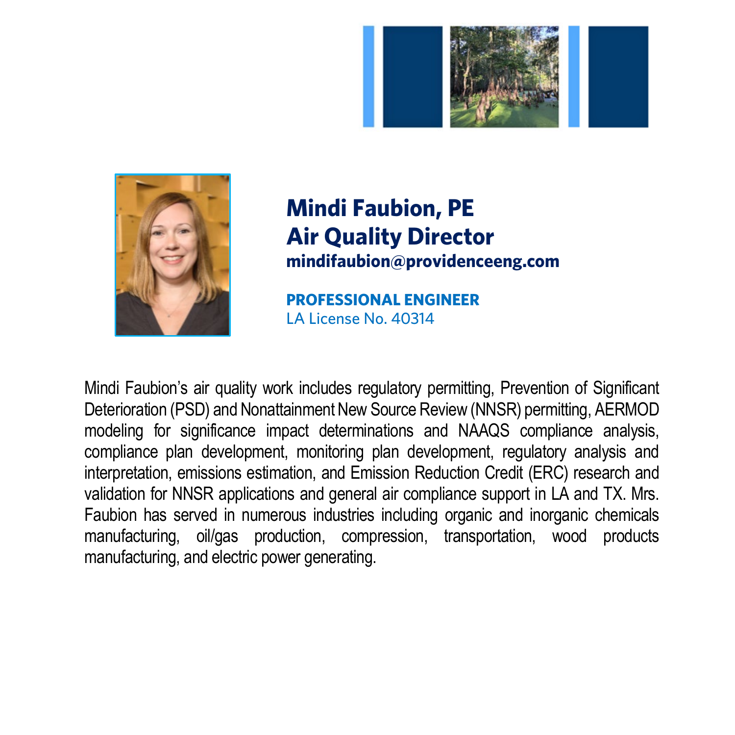# Mindi Faubion, PE
# Air Quality Director

**mindifaubion@providenceeng.com**

**PROFESSIONAL ENGINEER**
LA License No. 40314

Mindi Faubion's air quality work includes regulatory permitting, Prevention of Significant Deterioration (PSD) and Nonattainment New Source Review (NNSR) permitting, AERMOD modeling for significance impact determinations and NAAQS compliance analysis, compliance plan development, monitoring plan development, regulatory analysis and interpretation, emissions estimation, and Emission Reduction Credit (ERC) research and validation for NNSR applications and general air compliance support in LA and TX. Mrs. Faubion has served in numerous industries including organic and inorganic chemicals manufacturing, oil/gas production, compression, transportation, wood products manufacturing, and electric power generating.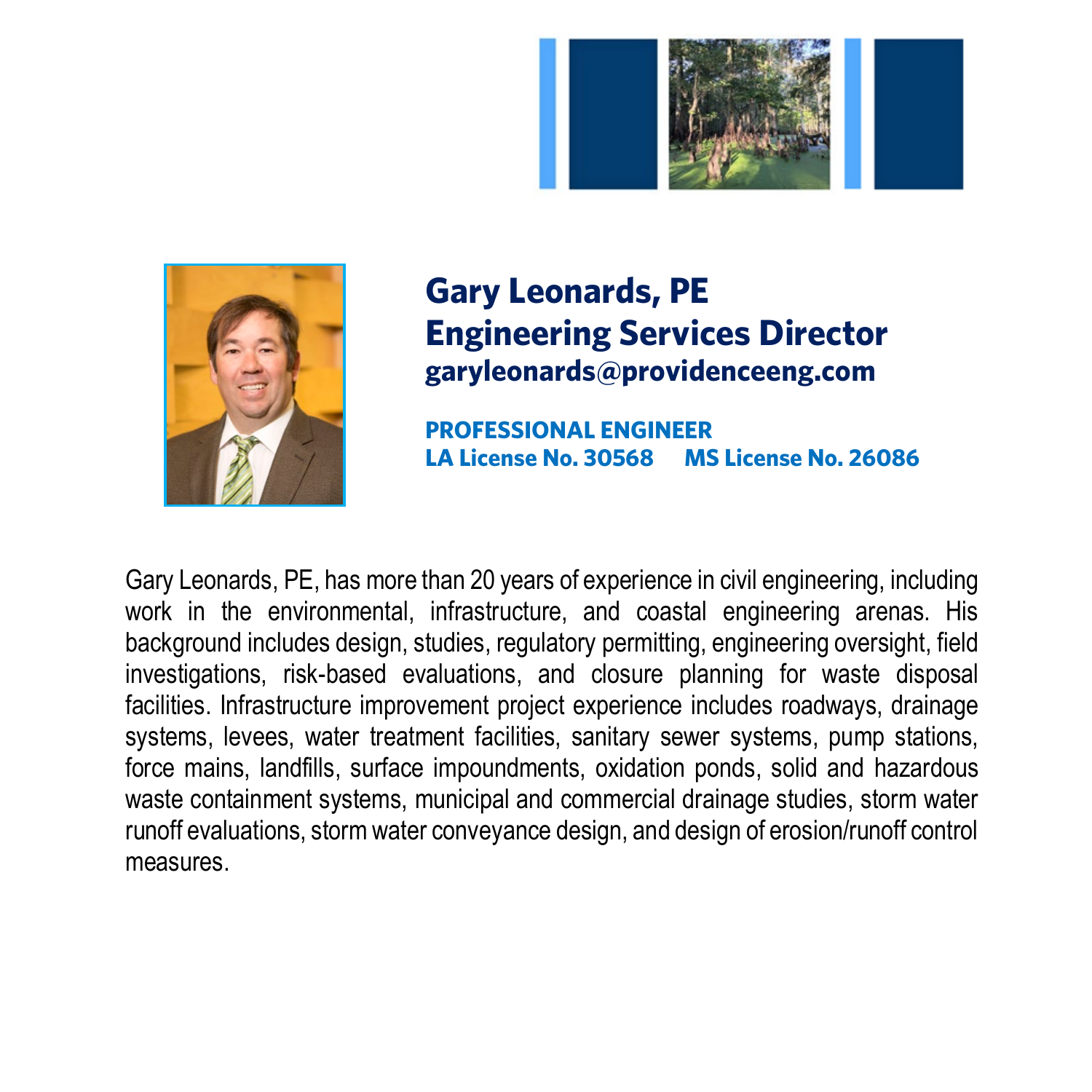# Gary Leonards, PE
## Engineering Services Director
**garyleonards@providenceeng.com**

**PROFESSIONAL ENGINEER**
**LA License No. 30568 MS License No. 26086**

Gary Leonards, PE, has more than 20 years of experience in civil engineering, including work in the environmental, infrastructure, and coastal engineering arenas. His background includes design, studies, regulatory permitting, engineering oversight, field investigations, risk-based evaluations, and closure planning for waste disposal facilities. Infrastructure improvement project experience includes roadways, drainage systems, levees, water treatment facilities, sanitary sewer systems, pump stations, force mains, landfills, surface impoundments, oxidation ponds, solid and hazardous waste containment systems, municipal and commercial drainage studies, storm water runoff evaluations, storm water conveyance design, and design of erosion/runoff control measures.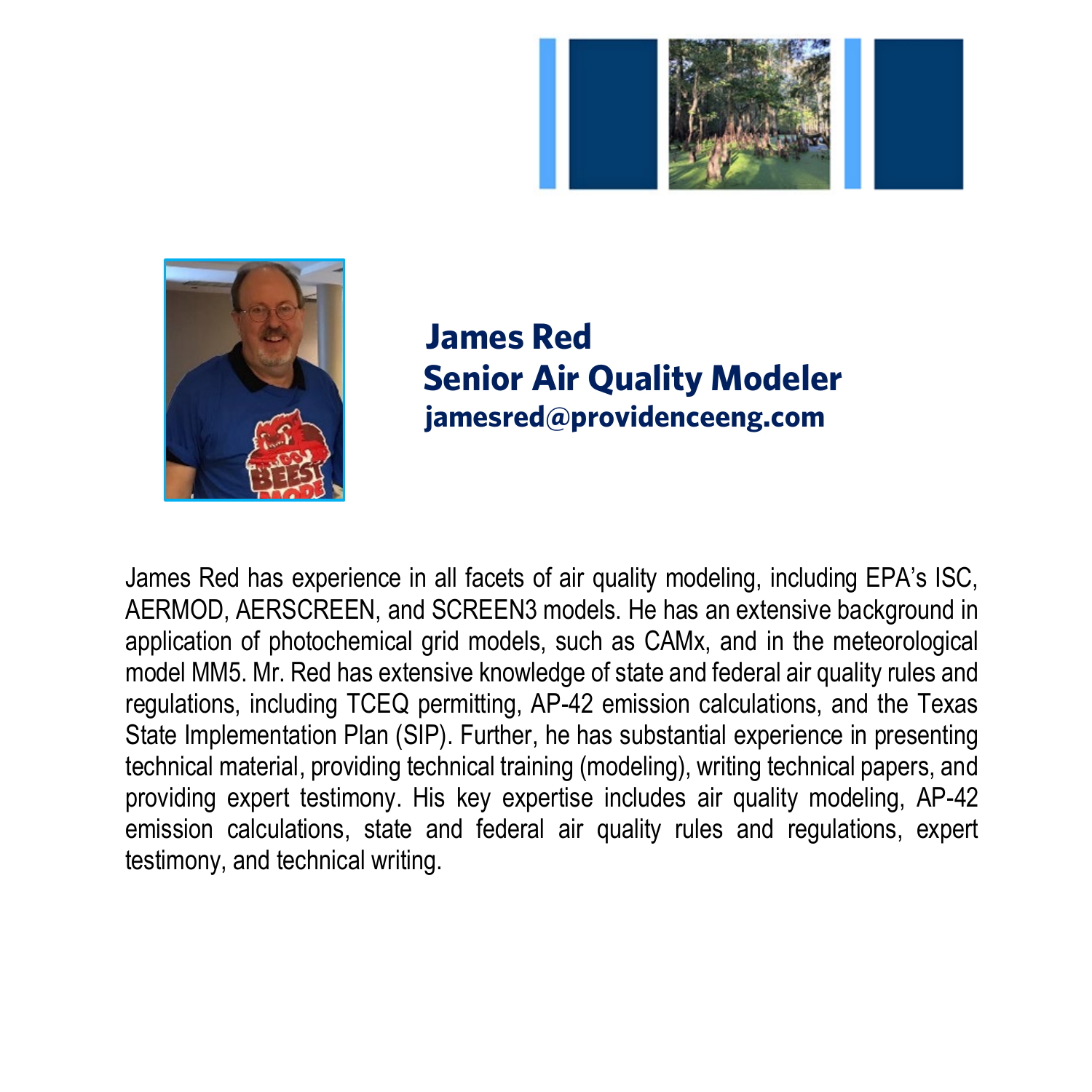## James Red
## Senior Air Quality Modeler
**jamesred@providenceeng.com**

James Red has experience in all facets of air quality modeling, including EPA's ISC, AERMOD, AERSCREEN, and SCREEN3 models. He has an extensive background in application of photochemical grid models, such as CAMx, and in the meteorological model MM5. Mr. Red has extensive knowledge of state and federal air quality rules and regulations, including TCEQ permitting, AP-42 emission calculations, and the Texas State Implementation Plan (SIP). Further, he has substantial experience in presenting technical material, providing technical training (modeling), writing technical papers, and providing expert testimony. His key expertise includes air quality modeling, AP-42 emission calculations, state and federal air quality rules and regulations, expert testimony, and technical writing.